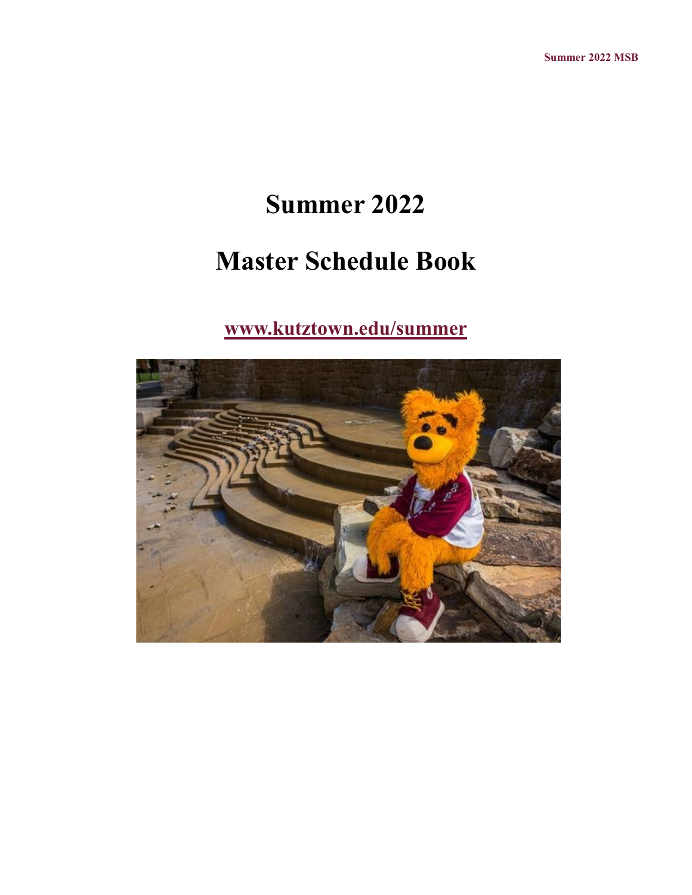# Summer 2022

# Master Schedule Book

**www.kutztown.edu/summer**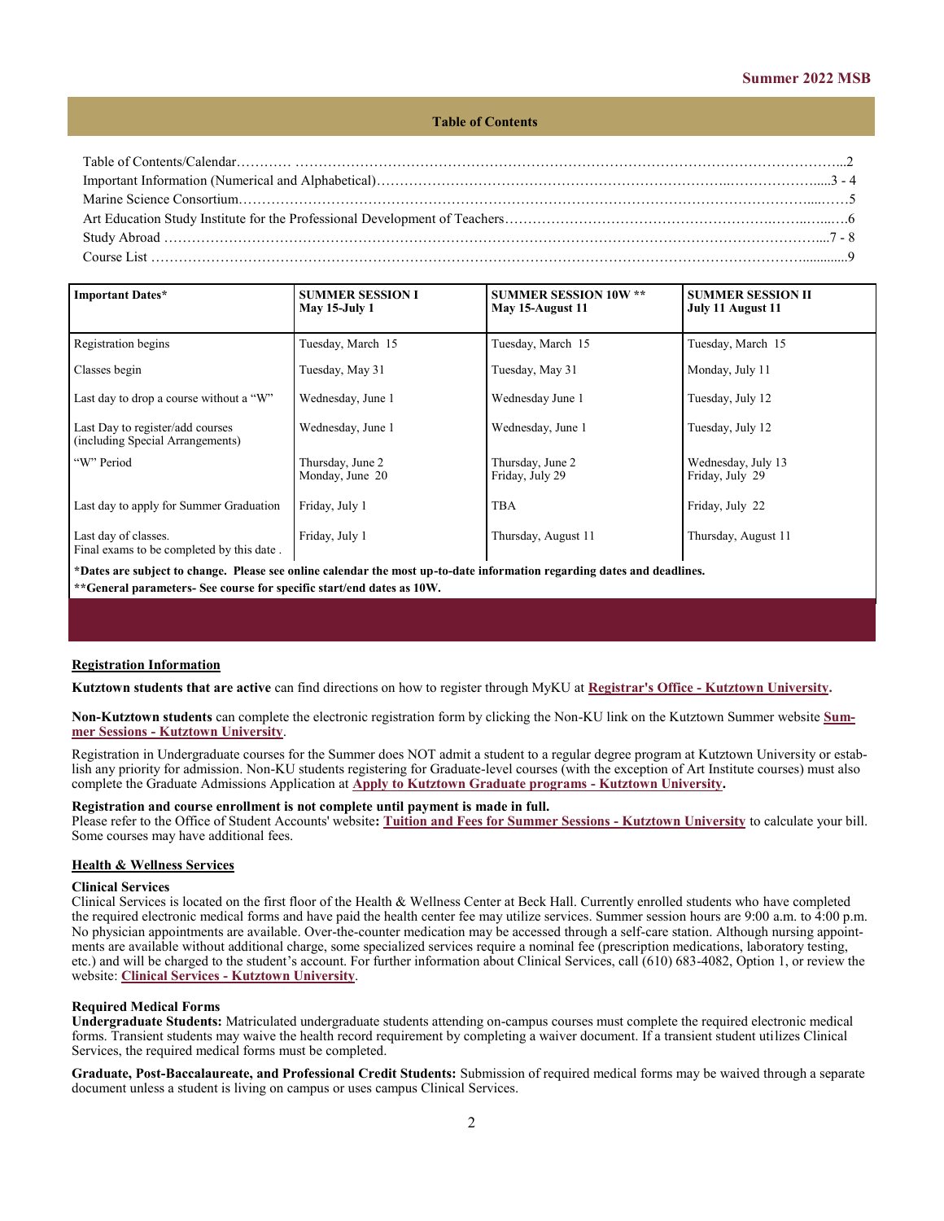## Table of Contents

Table of Contents/Calendar……..… …………………………………………………………………………………………………...2
Important Information (Numerical and Alphabetical)…………………………………………………………..………………......3 - 4
Marine Science Consortium……………………………………………………………………………………………………......……5
Art Education Study Institute for the Professional Development of Teachers…………………………………………….……..…...….6
Study Abroad ……………………………………………………………………………………………………………………….....7 - 8
Course List ……………………………………………………………………………………………………………………..............9

| Important Dates* | SUMMER SESSION I May 15-July 1 | SUMMER SESSION 10W ** May 15-August 11 | SUMMER SESSION II July 11 August 11 |
|---|---|---|---|
| Registration begins | Tuesday, March 15 | Tuesday, March 15 | Tuesday, March 15 |
| Classes begin | Tuesday, May 31 | Tuesday, May 31 | Monday, July 11 |
| Last day to drop a course without a "W" | Wednesday, June 1 | Wednesday June 1 | Tuesday, July 12 |
| Last Day to register/add courses (including Special Arrangements) | Wednesday, June 1 | Wednesday, June 1 | Tuesday, July 12 |
| "W" Period | Thursday, June 2 Monday, June 20 | Thursday, June 2 Friday, July 29 | Wednesday, July 13 Friday, July 29 |
| Last day to apply for Summer Graduation | Friday, July 1 | TBA | Friday, July 22 |
| Last day of classes. Final exams to be completed by this date . | Friday, July 1 | Thursday, August 11 | Thursday, August 11 |

**\*Dates are subject to change. Please see online calendar the most up-to-date information regarding dates and deadlines.**
**\*\*General parameters- See course for specific start/end dates as 10W.**

### Registration Information

**Kutztown students that are active** can find directions on how to register through MyKU at **Registrar's Office - Kutztown University.**

**Non-Kutztown students** can complete the electronic registration form by clicking the Non-KU link on the Kutztown Summer website **Summer Sessions - Kutztown University**.

Registration in Undergraduate courses for the Summer does NOT admit a student to a regular degree program at Kutztown University or establish any priority for admission. Non-KU students registering for Graduate-level courses (with the exception of Art Institute courses) must also complete the Graduate Admissions Application at **Apply to Kutztown Graduate programs - Kutztown University.**

**Registration and course enrollment is not complete until payment is made in full.**
Please refer to the Office of Student Accounts' website**: Tuition and Fees for Summer Sessions - Kutztown University** to calculate your bill. Some courses may have additional fees.

### Health & Wellness Services

**Clinical Services**
Clinical Services is located on the first floor of the Health & Wellness Center at Beck Hall. Currently enrolled students who have completed the required electronic medical forms and have paid the health center fee may utilize services. Summer session hours are 9:00 a.m. to 4:00 p.m. No physician appointments are available. Over-the-counter medication may be accessed through a self-care station. Although nursing appointments are available without additional charge, some specialized services require a nominal fee (prescription medications, laboratory testing, etc.) and will be charged to the student's account. For further information about Clinical Services, call (610) 683-4082, Option 1, or review the website: **Clinical Services - Kutztown University**.

**Required Medical Forms**
**Undergraduate Students:** Matriculated undergraduate students attending on-campus courses must complete the required electronic medical forms. Transient students may waive the health record requirement by completing a waiver document. If a transient student utilizes Clinical Services, the required medical forms must be completed.

**Graduate, Post-Baccalaureate, and Professional Credit Students:** Submission of required medical forms may be waived through a separate document unless a student is living on campus or uses campus Clinical Services.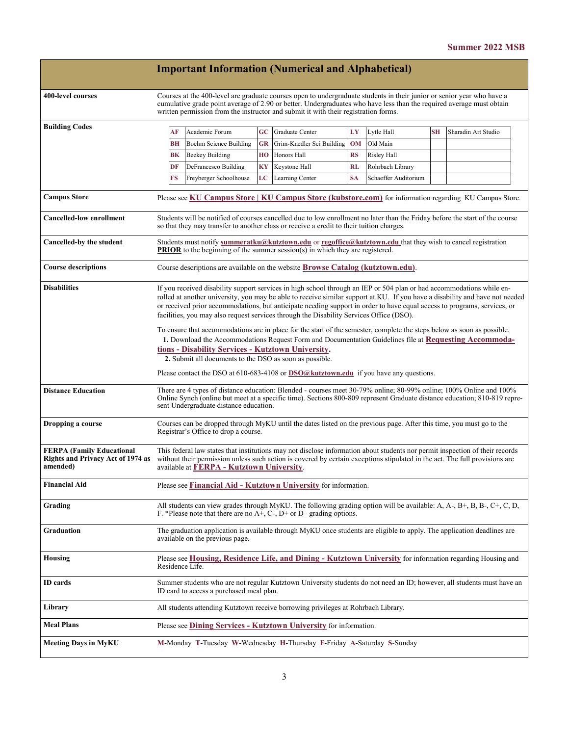## Important Information (Numerical and Alphabetical)

**400-level courses**

Courses at the 400-level are graduate courses open to undergraduate students in their junior or senior year who have a cumulative grade point average of 2.90 or better. Undergraduates who have less than the required average must obtain written permission from the instructor and submit it with their registration forms.

**Building Codes**

| | | | | | | | |
|---|---|---|---|---|---|---|---|
| AF | Academic Forum | GC | Graduate Center | LY | Lytle Hall | SH | Sharadin Art Studio |
| BH | Boehm Science Building | GR | Grim-Knedler Sci Building | OM | Old Main | | |
| BK | Beekey Building | HO | Honors Hall | RS | Risley Hall | | |
| DF | DeFrancesco Building | KY | Keystone Hall | RL | Rohrbach Library | | |
| FS | Freyberger Schoolhouse | LC | Learning Center | SA | Schaeffer Auditorium | | |

**Campus Store**

Please see **KU Campus Store | KU Campus Store (kubstore.com)** for information regarding KU Campus Store.

**Cancelled-low enrollment**

Students will be notified of courses cancelled due to low enrollment no later than the Friday before the start of the course so that they may transfer to another class or receive a credit to their tuition charges.

**Cancelled-by the student**

Students must notify **summeratku@kutztown.edu** or **regoffice@kutztown.edu** that they wish to cancel registration **PRIOR** to the beginning of the summer session(s) in which they are registered.

**Course descriptions**

Course descriptions are available on the website **Browse Catalog (kutztown.edu)**.

**Disabilities**

If you received disability support services in high school through an IEP or 504 plan or had accommodations while enrolled at another university, you may be able to receive similar support at KU. If you have a disability and have not needed or received prior accommodations, but anticipate needing support in order to have equal access to programs, services, or facilities, you may also request services through the Disability Services Office (DSO).

To ensure that accommodations are in place for the start of the semester, complete the steps below as soon as possible.

1. Download the Accommodations Request Form and Documentation Guidelines file at **Requesting Accommodations - Disability Services - Kutztown University.**
2. Submit all documents to the DSO as soon as possible.

Please contact the DSO at 610-683-4108 or **DSO@kutztown.edu** if you have any questions.

**Distance Education**

There are 4 types of distance education: Blended - courses meet 30-79% online; 80-99% online; 100% Online and 100% Online Synch (online but meet at a specific time). Sections 800-809 represent Graduate distance education; 810-819 represent Undergraduate distance education.

**Dropping a course**

Courses can be dropped through MyKU until the dates listed on the previous page. After this time, you must go to the Registrar's Office to drop a course.

**FERPA (Family Educational Rights and Privacy Act of 1974 as amended)**

This federal law states that institutions may not disclose information about students nor permit inspection of their records without their permission unless such action is covered by certain exceptions stipulated in the act. The full provisions are available at **FERPA - Kutztown University**.

**Financial Aid**

Please see **Financial Aid - Kutztown University** for information.

**Grading**

All students can view grades through MyKU. The following grading option will be available: A, A-, B+, B, B-, C+, C, D, F. *Please note that there are no A+, C-, D+ or D– grading options.

**Graduation**

The graduation application is available through MyKU once students are eligible to apply. The application deadlines are available on the previous page.

**Housing**

Please see **Housing, Residence Life, and Dining - Kutztown University** for information regarding Housing and Residence Life.

**ID cards**

Summer students who are not regular Kutztown University students do not need an ID; however, all students must have an ID card to access a purchased meal plan.

**Library**

All students attending Kutztown receive borrowing privileges at Rohrbach Library.

**Meal Plans**

Please see **Dining Services - Kutztown University** for information.

**Meeting Days in MyKU**

**M**-Monday **T**-Tuesday **W**-Wednesday **H**-Thursday **F**-Friday **A**-Saturday **S**-Sunday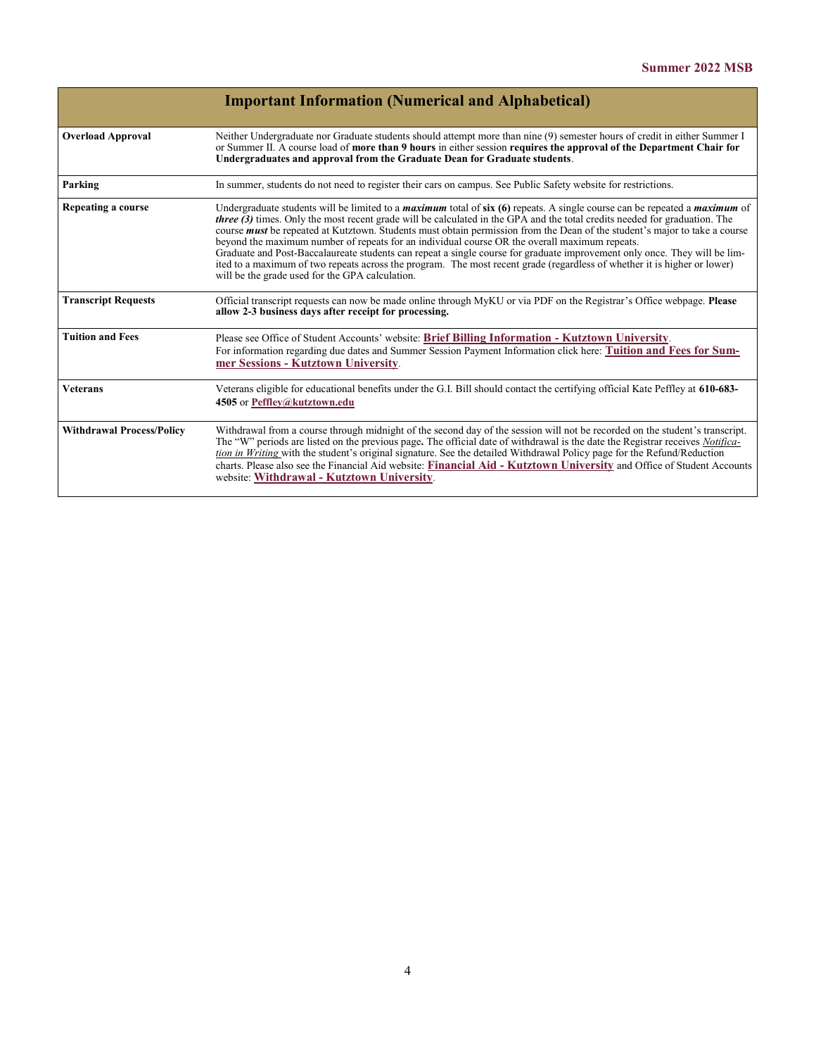| Important Information (Numerical and Alphabetical) | |
|---|---|
| **Overload Approval** | Neither Undergraduate nor Graduate students should attempt more than nine (9) semester hours of credit in either Summer I or Summer II. A course load of **more than 9 hours** in either session **requires the approval of the Department Chair for Undergraduates and approval from the Graduate Dean for Graduate students**. |
| **Parking** | In summer, students do not need to register their cars on campus. See Public Safety website for restrictions. |
| **Repeating a course** | Undergraduate students will be limited to a ***maximum*** total of **six (6)** repeats. A single course can be repeated a ***maximum*** of ***three (3)*** times. Only the most recent grade will be calculated in the GPA and the total credits needed for graduation. The course ***must*** be repeated at Kutztown. Students must obtain permission from the Dean of the student's major to take a course beyond the maximum number of repeats for an individual course OR the overall maximum repeats. Graduate and Post-Baccalaureate students can repeat a single course for graduate improvement only once. They will be limited to a maximum of two repeats across the program. The most recent grade (regardless of whether it is higher or lower) will be the grade used for the GPA calculation. |
| **Transcript Requests** | Official transcript requests can now be made online through MyKU or via PDF on the Registrar's Office webpage. **Please allow 2-3 business days after receipt for processing.** |
| **Tuition and Fees** | Please see Office of Student Accounts' website: **Brief Billing Information - Kutztown University**. For information regarding due dates and Summer Session Payment Information click here: **Tuition and Fees for Summer Sessions - Kutztown University**. |
| **Veterans** | Veterans eligible for educational benefits under the G.I. Bill should contact the certifying official Kate Peffley at **610-683-4505** or **Peffley@kutztown.edu** |
| **Withdrawal Process/Policy** | Withdrawal from a course through midnight of the second day of the session will not be recorded on the student's transcript. The "W" periods are listed on the previous page**.** The official date of withdrawal is the date the Registrar receives *Notification in Writing* with the student's original signature. See the detailed Withdrawal Policy page for the Refund/Reduction charts. Please also see the Financial Aid website: **Financial Aid - Kutztown University** and Office of Student Accounts website: **Withdrawal - Kutztown University**. |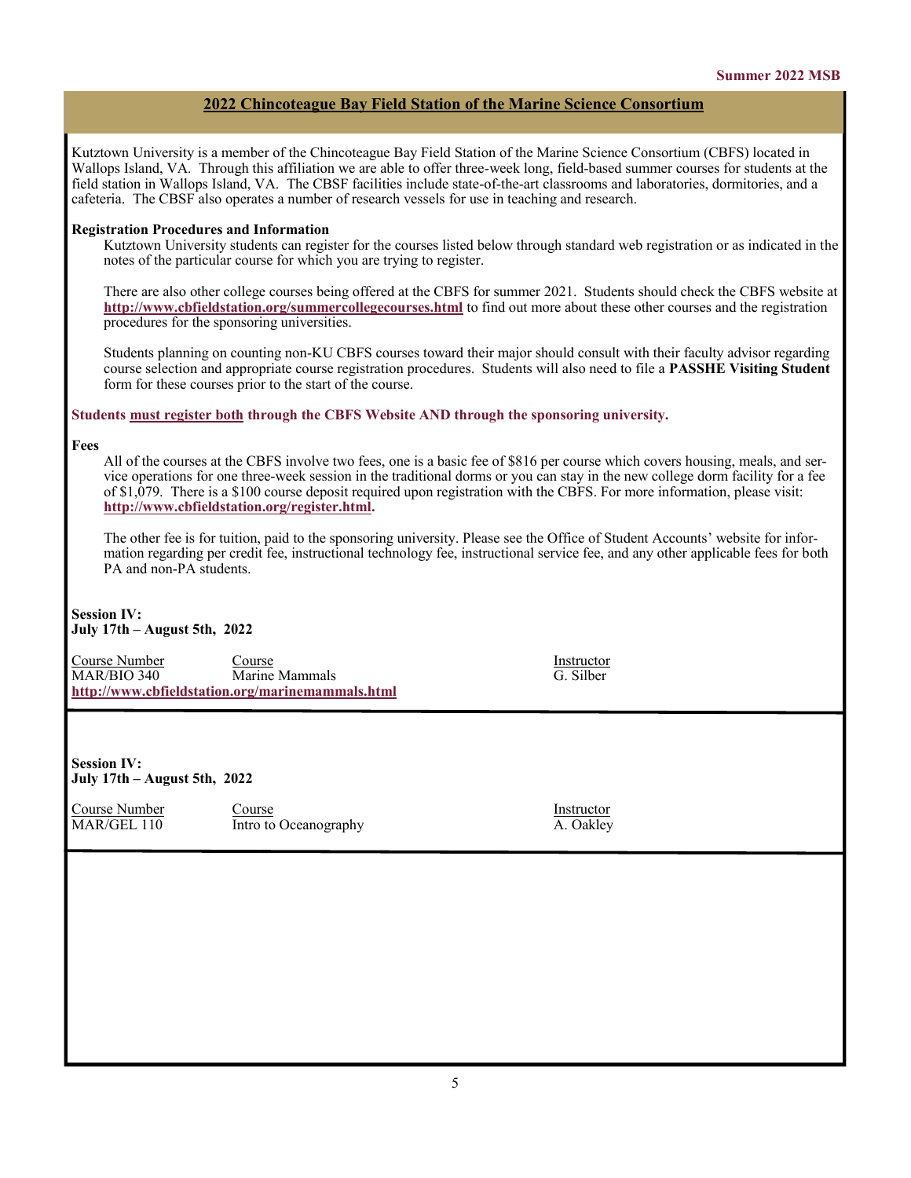## 2022 Chincoteague Bay Field Station of the Marine Science Consortium

Kutztown University is a member of the Chincoteague Bay Field Station of the Marine Science Consortium (CBFS) located in Wallops Island, VA. Through this affiliation we are able to offer three-week long, field-based summer courses for students at the field station in Wallops Island, VA. The CBSF facilities include state-of-the-art classrooms and laboratories, dormitories, and a cafeteria. The CBSF also operates a number of research vessels for use in teaching and research.

**Registration Procedures and Information**

Kutztown University students can register for the courses listed below through standard web registration or as indicated in the notes of the particular course for which you are trying to register.

There are also other college courses being offered at the CBFS for summer 2021. Students should check the CBFS website at **http://www.cbfieldstation.org/summercollegecourses.html** to find out more about these other courses and the registration procedures for the sponsoring universities.

Students planning on counting non-KU CBFS courses toward their major should consult with their faculty advisor regarding course selection and appropriate course registration procedures. Students will also need to file a **PASSHE Visiting Student** form for these courses prior to the start of the course.

**Students must register both through the CBFS Website AND through the sponsoring university.**

**Fees**

All of the courses at the CBFS involve two fees, one is a basic fee of $816 per course which covers housing, meals, and service operations for one three-week session in the traditional dorms or you can stay in the new college dorm facility for a fee of $1,079. There is a $100 course deposit required upon registration with the CBFS. For more information, please visit: **http://www.cbfieldstation.org/register.html.**

The other fee is for tuition, paid to the sponsoring university. Please see the Office of Student Accounts' website for information regarding per credit fee, instructional technology fee, instructional service fee, and any other applicable fees for both PA and non-PA students.

**Session IV:**
**July 17th – August 5th, 2022**

| Course Number | Course | Instructor |
|---|---|---|
| MAR/BIO 340 | Marine Mammals | G. Silber |

**http://www.cbfieldstation.org/marinemammals.html**

**Session IV:**
**July 17th – August 5th, 2022**

| Course Number | Course | Instructor |
|---|---|---|
| MAR/GEL 110 | Intro to Oceanography | A. Oakley |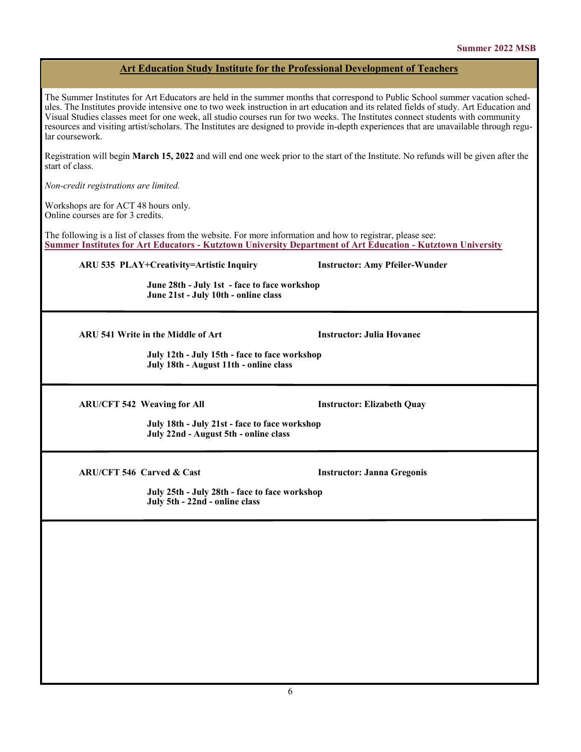## Art Education Study Institute for the Professional Development of Teachers

The Summer Institutes for Art Educators are held in the summer months that correspond to Public School summer vacation schedules. The Institutes provide intensive one to two week instruction in art education and its related fields of study. Art Education and Visual Studies classes meet for one week, all studio courses run for two weeks. The Institutes connect students with community resources and visiting artist/scholars. The Institutes are designed to provide in-depth experiences that are unavailable through regular coursework.

Registration will begin **March 15, 2022** and will end one week prior to the start of the Institute. No refunds will be given after the start of class.

*Non-credit registrations are limited.*

Workshops are for ACT 48 hours only.
Online courses are for 3 credits.

The following is a list of classes from the website. For more information and how to registrar, please see:
**Summer Institutes for Art Educators - Kutztown University Department of Art Education - Kutztown University**

---

**ARU 535 PLAY+Creativity=Artistic Inquiry** — **Instructor: Amy Pfeiler-Wunder**

**June 28th - July 1st - face to face workshop**
**June 21st - July 10th - online class**

---

**ARU 541 Write in the Middle of Art** — **Instructor: Julia Hovanec**

**July 12th - July 15th - face to face workshop**
**July 18th - August 11th - online class**

---

**ARU/CFT 542 Weaving for All** — **Instructor: Elizabeth Quay**

**July 18th - July 21st - face to face workshop**
**July 22nd - August 5th - online class**

---

**ARU/CFT 546 Carved & Cast** — **Instructor: Janna Gregonis**

**July 25th - July 28th - face to face workshop**
**July 5th - 22nd - online class**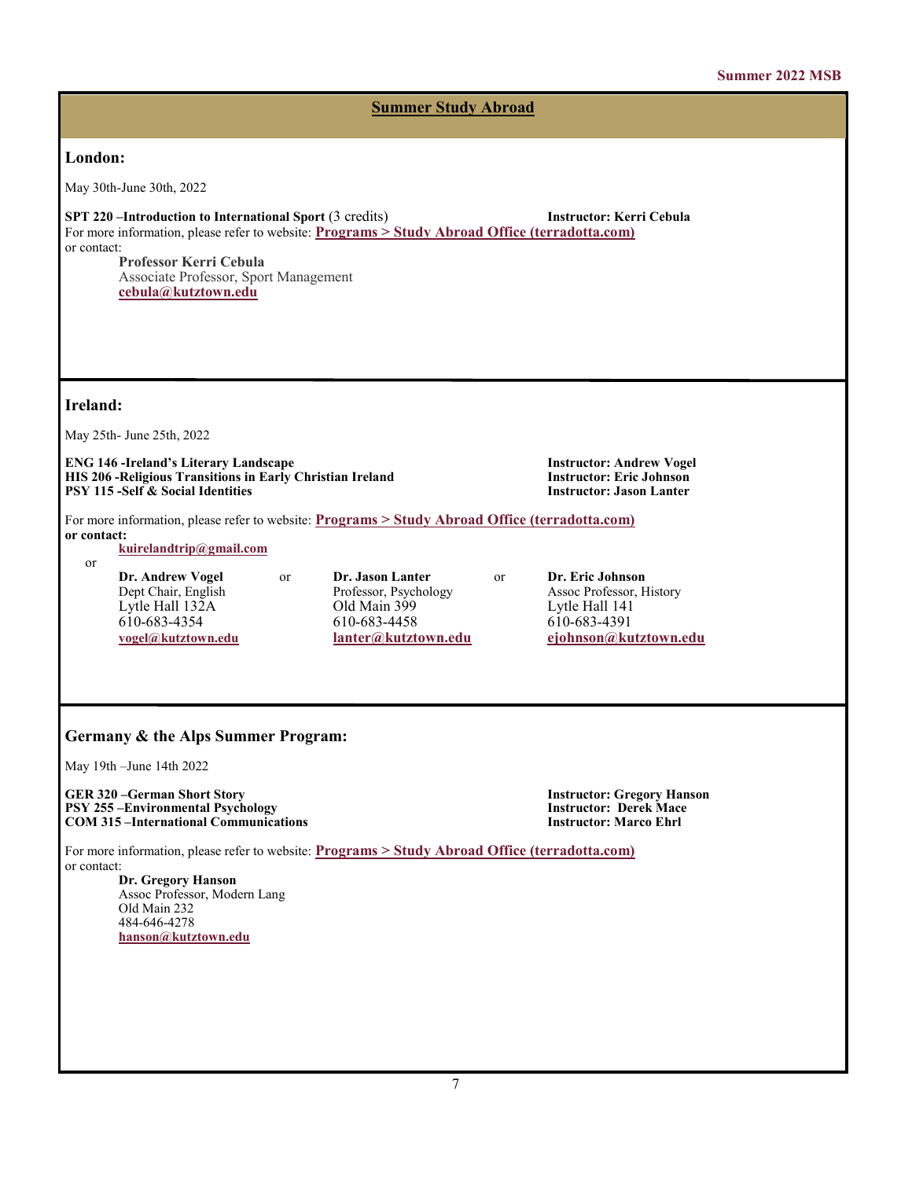## Summer Study Abroad

### London:

May 30th-June 30th, 2022

**SPT 220 –Introduction to International Sport** (3 credits) — **Instructor: Kerri Cebula**

For more information, please refer to website: **Programs > Study Abroad Office (terradotta.com)**
or contact:

**Professor Kerri Cebula**
Associate Professor, Sport Management
**cebula@kutztown.edu**

### Ireland:

May 25th- June 25th, 2022

**ENG 146 -Ireland's Literary Landscape** — **Instructor: Andrew Vogel**
**HIS 206 -Religious Transitions in Early Christian Ireland** — **Instructor: Eric Johnson**
**PSY 115 -Self & Social Identities** — **Instructor: Jason Lanter**

For more information, please refer to website: **Programs > Study Abroad Office (terradotta.com)**
**or contact:**

**kuirelandtrip@gmail.com**

or

**Dr. Andrew Vogel**
Dept Chair, English
Lytle Hall 132A
610-683-4354
**vogel@kutztown.edu**

or

**Dr. Jason Lanter**
Professor, Psychology
Old Main 399
610-683-4458
**lanter@kutztown.edu**

or

**Dr. Eric Johnson**
Assoc Professor, History
Lytle Hall 141
610-683-4391
**ejohnson@kutztown.edu**

### Germany & the Alps Summer Program:

May 19th –June 14th 2022

**GER 320 –German Short Story** — **Instructor: Gregory Hanson**
**PSY 255 –Environmental Psychology** — **Instructor: Derek Mace**
**COM 315 –International Communications** — **Instructor: Marco Ehrl**

For more information, please refer to website: **Programs > Study Abroad Office (terradotta.com)**
or contact:

**Dr. Gregory Hanson**
Assoc Professor, Modern Lang
Old Main 232
484-646-4278
**hanson@kutztown.edu**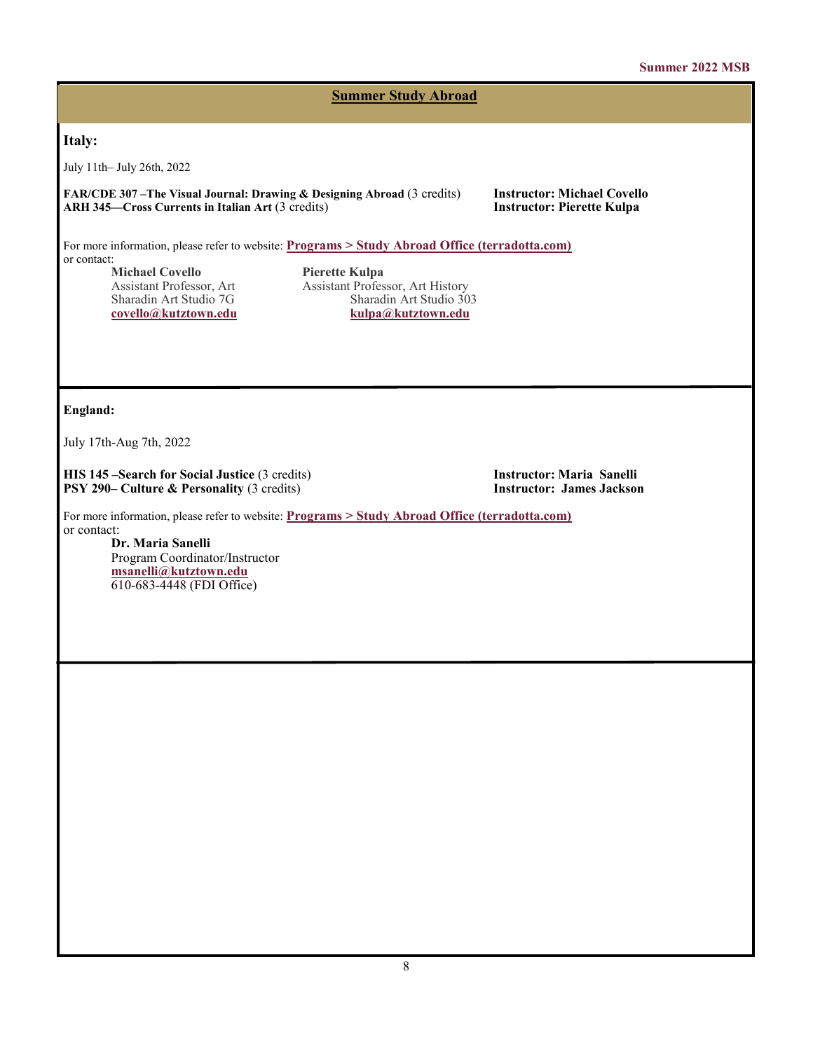## Summer Study Abroad

### Italy:

July 11th– July 26th, 2022

**FAR/CDE 307 –The Visual Journal: Drawing & Designing Abroad** (3 credits) **Instructor: Michael Covello**
**ARH 345—Cross Currents in Italian Art** (3 credits) **Instructor: Pierette Kulpa**

For more information, please refer to website: **Programs > Study Abroad Office (terradotta.com)**
or contact:

**Michael Covello**
Assistant Professor, Art
Sharadin Art Studio 7G
**covello@kutztown.edu**

**Pierette Kulpa**
Assistant Professor, Art History
Sharadin Art Studio 303
**kulpa@kutztown.edu**

### England:

July 17th-Aug 7th, 2022

**HIS 145 –Search for Social Justice** (3 credits) **Instructor: Maria Sanelli**
**PSY 290– Culture & Personality** (3 credits) **Instructor: James Jackson**

For more information, please refer to website: **Programs > Study Abroad Office (terradotta.com)**
or contact:

**Dr. Maria Sanelli**
Program Coordinator/Instructor
**msanelli@kutztown.edu**
610-683-4448 (FDI Office)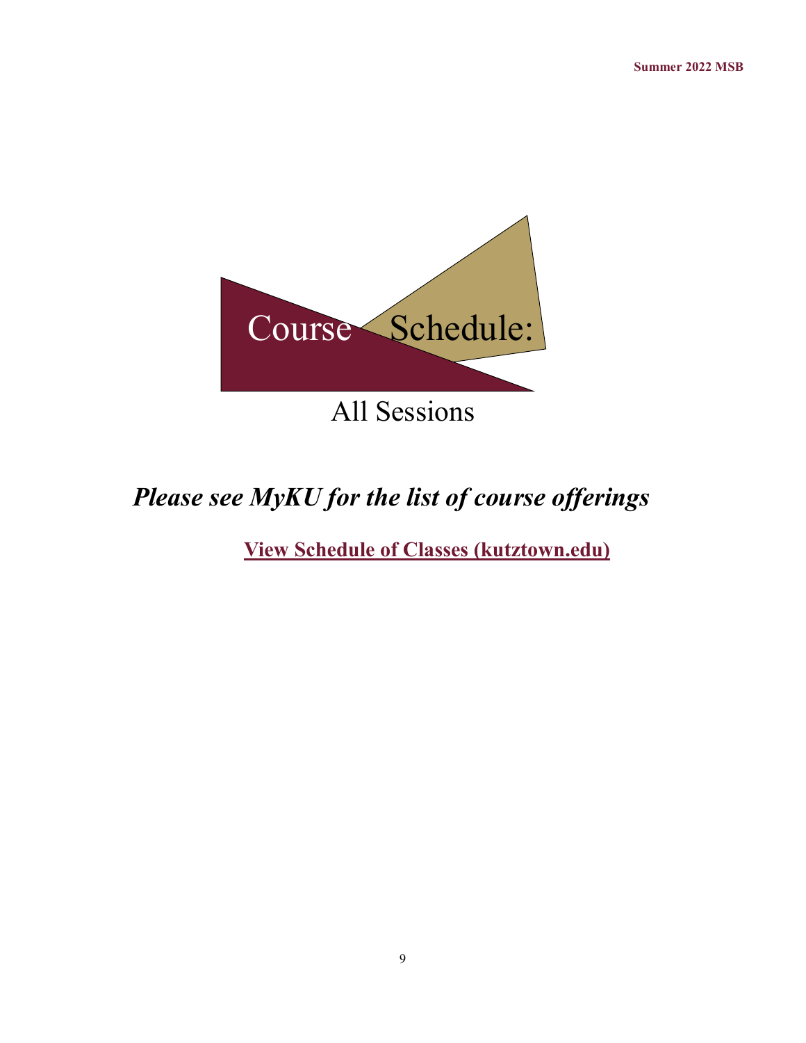# Course Schedule:

## All Sessions

***Please see MyKU for the list of course offerings***

**View Schedule of Classes (kutztown.edu)**